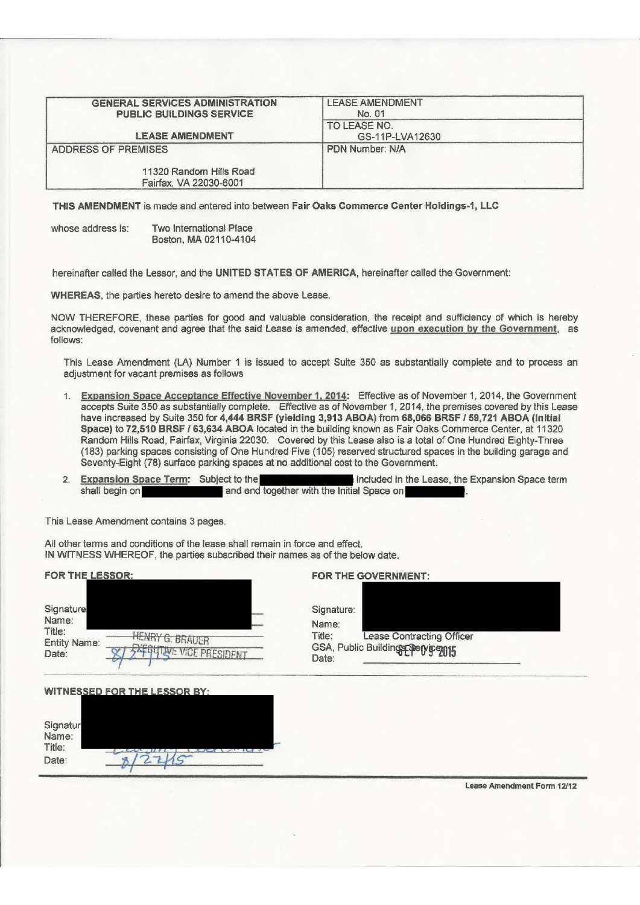| GENERAL SERVICES ADMINISTRATION PUBLIC BUILDINGS SERVICE LEASE AMENDMENT | LEASE AMENDMENT No. 01 |
|---|---|
| | TO LEASE NO. GS-11P-LVA12630 |
| ADDRESS OF PREMISES 11320 Random Hills Road Fairfax, VA 22030-6001 | PDN Number: N/A |

**THIS AMENDMENT** is made and entered into between **Fair Oaks Commerce Center Holdings-1, LLC**

whose address is: Two International Place
Boston, MA 02110-4104

hereinafter called the Lessor, and the **UNITED STATES OF AMERICA**, hereinafter called the Government:

**WHEREAS**, the parties hereto desire to amend the above Lease.

NOW THEREFORE, these parties for good and valuable consideration, the receipt and sufficiency of which is hereby acknowledged, covenant and agree that the said Lease is amended, effective **upon execution by the Government**, as follows:

This Lease Amendment (LA) Number 1 is issued to accept Suite 350 as substantially complete and to process an adjustment for vacant premises as follows

1. **Expansion Space Acceptance Effective November 1, 2014:** Effective as of November 1, 2014, the Government accepts Suite 350 as substantially complete. Effective as of November 1, 2014, the premises covered by this Lease have increased by Suite 350 for **4,444 BRSF (yielding 3,913 ABOA)** from **68,066 BRSF / 59,721 ABOA (Initial Space)** to **72,510 BRSF / 63,634 ABOA** located in the building known as Fair Oaks Commerce Center, at 11320 Random Hills Road, Fairfax, Virginia 22030. Covered by this Lease also is a total of One Hundred Eighty-Three (183) parking spaces consisting of One Hundred Five (105) reserved structured spaces in the building garage and Seventy-Eight (78) surface parking spaces at no additional cost to the Government.
2. **Expansion Space Term:** Subject to the [REDACTED] included in the Lease, the Expansion Space term shall begin on [REDACTED] and end together with the Initial Space on [REDACTED].

This Lease Amendment contains 3 pages.

All other terms and conditions of the lease shall remain in force and effect.
IN WITNESS WHEREOF, the parties subscribed their names as of the below date.

**FOR THE LESSOR:**

Signature: [REDACTED]
Name: [REDACTED]
Title: HENRY G. BRAUER
Entity Name: EXECUTIVE VICE PRESIDENT
Date: 8/24/15

**FOR THE GOVERNMENT:**

Signature: [REDACTED]
Name: [REDACTED]
Title: Lease Contracting Officer
GSA, Public Buildings Service
Date: SEP 03 2015

**WITNESSED FOR THE LESSOR BY:**

Signature: [REDACTED]
Name: [REDACTED]
Title:
Date: 8/27/15

Lease Amendment Form 12/12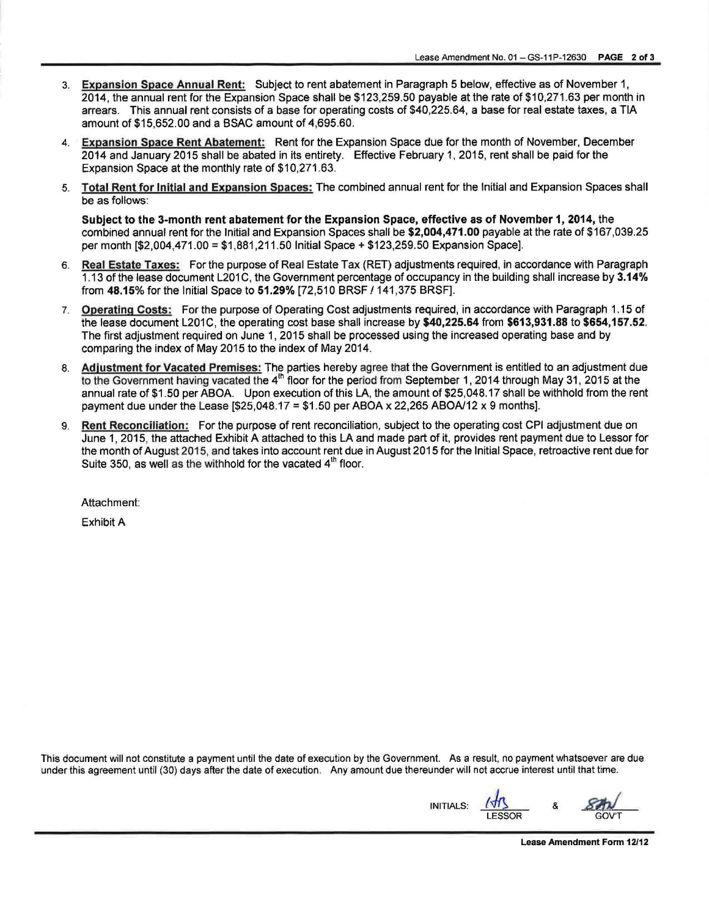3. **Expansion Space Annual Rent:** Subject to rent abatement in Paragraph 5 below, effective as of November 1, 2014, the annual rent for the Expansion Space shall be $123,259.50 payable at the rate of $10,271.63 per month in arrears. This annual rent consists of a base for operating costs of $40,225.64, a base for real estate taxes, a TIA amount of $15,652.00 and a BSAC amount of 4,695.60.

4. **Expansion Space Rent Abatement:** Rent for the Expansion Space due for the month of November, December 2014 and January 2015 shall be abated in its entirety. Effective February 1, 2015, rent shall be paid for the Expansion Space at the monthly rate of $10,271.63.

5. **Total Rent for Initial and Expansion Spaces:** The combined annual rent for the Initial and Expansion Spaces shall be as follows:

   **Subject to the 3-month rent abatement for the Expansion Space, effective as of November 1, 2014,** the combined annual rent for the Initial and Expansion Spaces shall be **$2,004,471.00** payable at the rate of $167,039.25 per month [$2,004,471.00 = $1,881,211.50 Initial Space + $123,259.50 Expansion Space].

6. **Real Estate Taxes:** For the purpose of Real Estate Tax (RET) adjustments required, in accordance with Paragraph 1.13 of the lease document L201C, the Government percentage of occupancy in the building shall increase by **3.14%** from **48.15%** for the Initial Space to **51.29%** [72,510 BRSF / 141,375 BRSF].

7. **Operating Costs:** For the purpose of Operating Cost adjustments required, in accordance with Paragraph 1.15 of the lease document L201C, the operating cost base shall increase by **$40,225.64** from **$613,931.88** to **$654,157.52**. The first adjustment required on June 1, 2015 shall be processed using the increased operating base and by comparing the index of May 2015 to the index of May 2014.

8. **Adjustment for Vacated Premises:** The parties hereby agree that the Government is entitled to an adjustment due to the Government having vacated the 4th floor for the period from September 1, 2014 through May 31, 2015 at the annual rate of $1.50 per ABOA. Upon execution of this LA, the amount of $25,048.17 shall be withhold from the rent payment due under the Lease [$25,048.17 = $1.50 per ABOA x 22,265 ABOA/12 x 9 months].

9. **Rent Reconciliation:** For the purpose of rent reconciliation, subject to the operating cost CPI adjustment due on June 1, 2015, the attached Exhibit A attached to this LA and made part of it, provides rent payment due to Lessor for the month of August 2015, and takes into account rent due in August 2015 for the Initial Space, retroactive rent due for Suite 350, as well as the withhold for the vacated 4th floor.

Attachment:

Exhibit A

This document will not constitute a payment until the date of execution by the Government. As a result, no payment whatsoever are due under this agreement until (30) days after the date of execution. Any amount due thereunder will not accrue interest until that time.

INITIALS: ______ LESSOR & ______ GOV'T